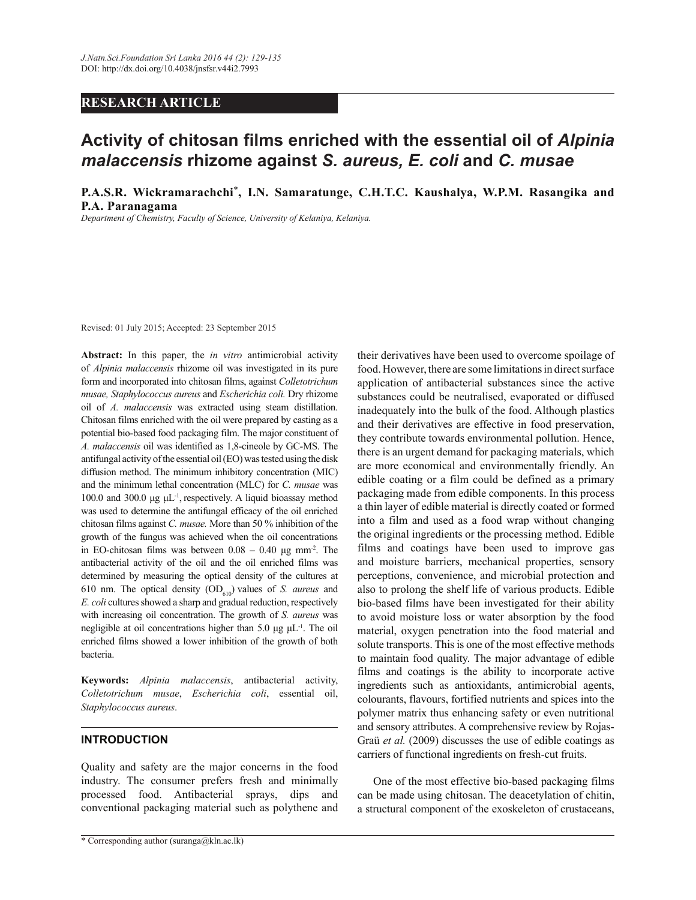**RESEARCH ARTICLE**

# Activity of chitosan films enriched with the essential oil of *Alpinia malaccensis* rhizome against *S. aureus, E. coli* and *C. musae*

**P.A.S.R. Wickramarachchi*, I.N. Samaratunge, C.H.T.C. Kaushalya, W.P.M. Rasangika and P.A. Paranagama**

*Department of Chemistry, Faculty of Science, University of Kelaniya, Kelaniya.*

Revised: 01 July 2015; Accepted: 23 September 2015

**Abstract:** In this paper, the *in vitro* antimicrobial activity of *Alpinia malaccensis* rhizome oil was investigated in its pure form and incorporated into chitosan films, against *Colletotrichum musae, Staphylococcus aureus* and *Escherichia coli.* Dry rhizome oil of *A. malaccensis* was extracted using steam distillation. Chitosan films enriched with the oil were prepared by casting as a potential bio-based food packaging film. The major constituent of *A. malaccensis* oil was identified as 1,8-cineole by GC-MS. The antifungal activity of the essential oil (EO) was tested using the disk diffusion method. The minimum inhibitory concentration (MIC) and the minimum lethal concentration (MLC) for *C. musae* was 100.0 and 300.0 μg $\mu L^{-1}$, respectively. A liquid bioassay method was used to determine the antifungal efficacy of the oil enriched chitosan films against *C. musae.* More than 50 % inhibition of the growth of the fungus was achieved when the oil concentrations in EO-chitosan films was between 0.08 – 0.40 μg $mm^{-2}$. The antibacterial activity of the oil and the oil enriched films was determined by measuring the optical density of the cultures at 610 nm. The optical density ($OD_{610}$) values of *S. aureus* and *E. coli* cultures showed a sharp and gradual reduction, respectively with increasing oil concentration. The growth of *S. aureus* was negligible at oil concentrations higher than 5.0 μg $\mu L^{-1}$. The oil enriched films showed a lower inhibition of the growth of both bacteria.

**Keywords:** *Alpinia malaccensis*, antibacterial activity, *Colletotrichum musae*, *Escherichia coli*, essential oil, *Staphylococcus aureus*.

## INTRODUCTION

Quality and safety are the major concerns in the food industry. The consumer prefers fresh and minimally processed food. Antibacterial sprays, dips and conventional packaging material such as polythene and their derivatives have been used to overcome spoilage of food. However, there are some limitations in direct surface application of antibacterial substances since the active substances could be neutralised, evaporated or diffused inadequately into the bulk of the food. Although plastics and their derivatives are effective in food preservation, they contribute towards environmental pollution. Hence, there is an urgent demand for packaging materials, which are more economical and environmentally friendly. An edible coating or a film could be defined as a primary packaging made from edible components. In this process a thin layer of edible material is directly coated or formed into a film and used as a food wrap without changing the original ingredients or the processing method. Edible films and coatings have been used to improve gas and moisture barriers, mechanical properties, sensory perceptions, convenience, and microbial protection and also to prolong the shelf life of various products. Edible bio-based films have been investigated for their ability to avoid moisture loss or water absorption by the food material, oxygen penetration into the food material and solute transports. This is one of the most effective methods to maintain food quality. The major advantage of edible films and coatings is the ability to incorporate active ingredients such as antioxidants, antimicrobial agents, colourants, flavours, fortified nutrients and spices into the polymer matrix thus enhancing safety or even nutritional and sensory attributes. A comprehensive review by Rojas-Graü *et al.* (2009) discusses the use of edible coatings as carriers of functional ingredients on fresh-cut fruits.

One of the most effective bio-based packaging films can be made using chitosan. The deacetylation of chitin, a structural component of the exoskeleton of crustaceans,

* Corresponding author (suranga@kln.ac.lk)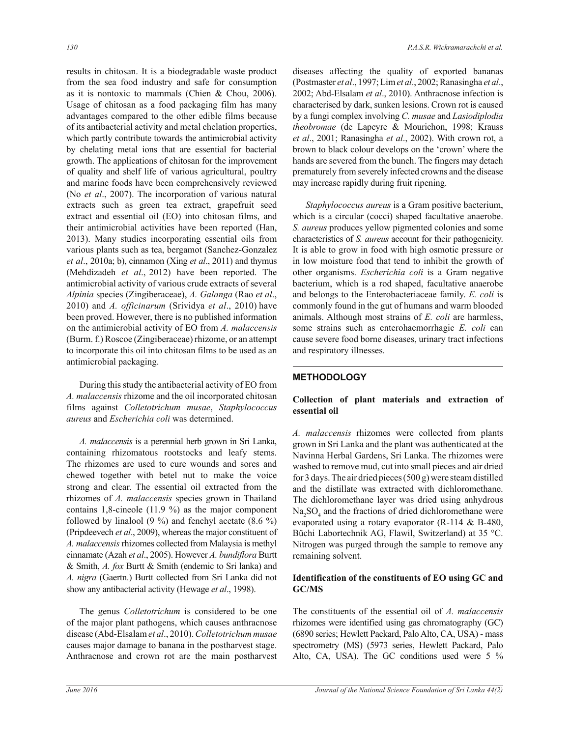results in chitosan. It is a biodegradable waste product from the sea food industry and safe for consumption as it is nontoxic to mammals (Chien & Chou, 2006). Usage of chitosan as a food packaging film has many advantages compared to the other edible films because of its antibacterial activity and metal chelation properties, which partly contribute towards the antimicrobial activity by chelating metal ions that are essential for bacterial growth. The applications of chitosan for the improvement of quality and shelf life of various agricultural, poultry and marine foods have been comprehensively reviewed (No *et al*., 2007). The incorporation of various natural extracts such as green tea extract, grapefruit seed extract and essential oil (EO) into chitosan films, and their antimicrobial activities have been reported (Han, 2013). Many studies incorporating essential oils from various plants such as tea, bergamot (Sanchez-Gonzalez *et al*., 2010a; b), cinnamon (Xing *et al*., 2011) and thymus (Mehdizadeh *et al*., 2012) have been reported. The antimicrobial activity of various crude extracts of several *Alpinia* species (Zingiberaceae), *A. Galanga* (Rao *et al*., 2010) and *A. officinarum* (Srividya *et al*., 2010) have been proved. However, there is no published information on the antimicrobial activity of EO from *A. malaccensis* (Burm. f.) Roscoe (Zingiberaceae) rhizome, or an attempt to incorporate this oil into chitosan films to be used as an antimicrobial packaging.

During this study the antibacterial activity of EO from *A. malaccensis* rhizome and the oil incorporated chitosan films against *Colletotrichum musae*, *Staphylococcus aureus* and *Escherichia coli* was determined.

*A. malaccensis* is a perennial herb grown in Sri Lanka, containing rhizomatous rootstocks and leafy stems. The rhizomes are used to cure wounds and sores and chewed together with betel nut to make the voice strong and clear. The essential oil extracted from the rhizomes of *A. malaccensis* species grown in Thailand contains 1,8-cineole (11.9 %) as the major component followed by linalool (9 %) and fenchyl acetate (8.6 %) (Pripdeevech *et al*., 2009), whereas the major constituent of *A. malaccensis* rhizomes collected from Malaysia is methyl cinnamate (Azah *et al*., 2005). However *A. bundiflora* Burtt & Smith, *A. fox* Burtt & Smith (endemic to Sri lanka) and *A. nigra* (Gaertn.) Burtt collected from Sri Lanka did not show any antibacterial activity (Hewage *et al*., 1998).

The genus *Colletotrichum* is considered to be one of the major plant pathogens, which causes anthracnose disease (Abd-Elsalam *et al*., 2010). *Colletotrichum musae* causes major damage to banana in the postharvest stage. Anthracnose and crown rot are the main postharvest diseases affecting the quality of exported bananas (Postmaster *et al*., 1997; Lim *et al*., 2002; Ranasingha *et al*., 2002; Abd-Elsalam *et al*., 2010). Anthracnose infection is characterised by dark, sunken lesions. Crown rot is caused by a fungi complex involving *C. musae* and *Lasiodiplodia theobromae* (de Lapeyre & Mourichon, 1998; Krauss *et al*., 2001; Ranasingha *et al*., 2002). With crown rot, a brown to black colour develops on the 'crown' where the hands are severed from the bunch. The fingers may detach prematurely from severely infected crowns and the disease may increase rapidly during fruit ripening.

*Staphylococcus aureus* is a Gram positive bacterium, which is a circular (cocci) shaped facultative anaerobe. *S. aureus* produces yellow pigmented colonies and some characteristics of *S. aureus* account for their pathogenicity. It is able to grow in food with high osmotic pressure or in low moisture food that tend to inhibit the growth of other organisms. *Escherichia coli* is a Gram negative bacterium, which is a rod shaped, facultative anaerobe and belongs to the Enterobacteriaceae family. *E. coli* is commonly found in the gut of humans and warm blooded animals. Although most strains of *E. coli* are harmless, some strains such as enterohaemorrhagic *E. coli* can cause severe food borne diseases, urinary tract infections and respiratory illnesses.

## METHODOLOGY

### Collection of plant materials and extraction of essential oil

*A. malaccensis* rhizomes were collected from plants grown in Sri Lanka and the plant was authenticated at the Navinna Herbal Gardens, Sri Lanka. The rhizomes were washed to remove mud, cut into small pieces and air dried for 3 days. The air dried pieces (500 g) were steam distilled and the distillate was extracted with dichloromethane. The dichloromethane layer was dried using anhydrous $Na_2SO_4$ and the fractions of dried dichloromethane were evaporated using a rotary evaporator (R-114 & B-480, Büchi Labortechnik AG, Flawil, Switzerland) at 35 °C. Nitrogen was purged through the sample to remove any remaining solvent.

### Identification of the constituents of EO using GC and GC/MS

The constituents of the essential oil of *A. malaccensis* rhizomes were identified using gas chromatography (GC) (6890 series; Hewlett Packard, Palo Alto, CA, USA) - mass spectrometry (MS) (5973 series, Hewlett Packard, Palo Alto, CA, USA). The GC conditions used were 5 %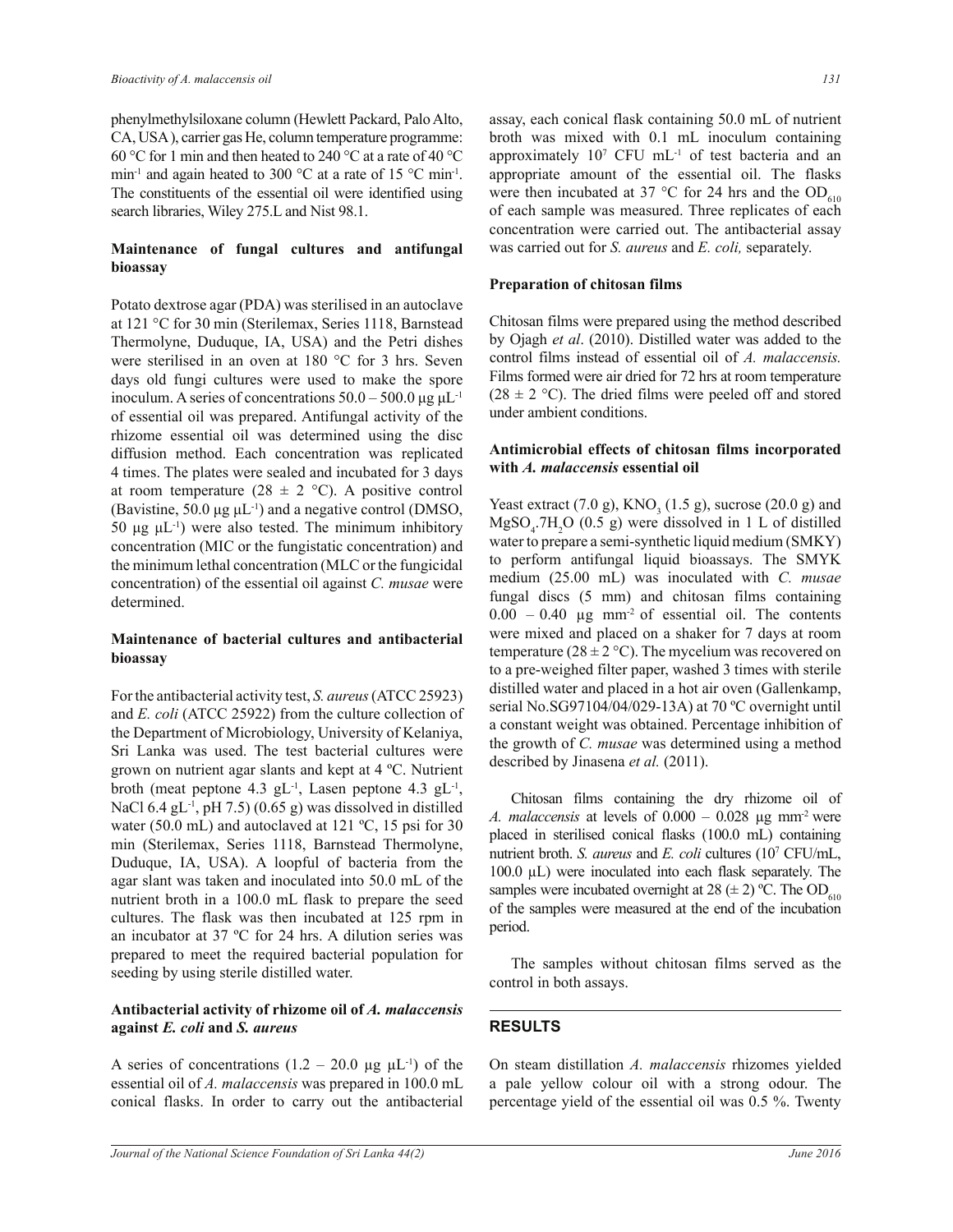phenylmethylsiloxane column (Hewlett Packard, Palo Alto, CA, USA), carrier gas He, column temperature programme: 60 °C for 1 min and then heated to 240 °C at a rate of 40 °C $min^{-1}$ and again heated to 300 °C at a rate of 15 °C $min^{-1}$. The constituents of the essential oil were identified using search libraries, Wiley 275.L and Nist 98.1.

### Maintenance of fungal cultures and antifungal bioassay

Potato dextrose agar (PDA) was sterilised in an autoclave at 121 °C for 30 min (Sterilemax, Series 1118, Barnstead Thermolyne, Duduque, IA, USA) and the Petri dishes were sterilised in an oven at 180 °C for 3 hrs. Seven days old fungi cultures were used to make the spore inoculum. A series of concentrations 50.0 – 500.0 µg $\mu L^{-1}$ of essential oil was prepared. Antifungal activity of the rhizome essential oil was determined using the disc diffusion method. Each concentration was replicated 4 times. The plates were sealed and incubated for 3 days at room temperature (28 ± 2 °C). A positive control (Bavistine, 50.0 µg $\mu L^{-1}$) and a negative control (DMSO, 50 µg $\mu L^{-1}$) were also tested. The minimum inhibitory concentration (MIC or the fungistatic concentration) and the minimum lethal concentration (MLC or the fungicidal concentration) of the essential oil against *C. musae* were determined.

### Maintenance of bacterial cultures and antibacterial bioassay

For the antibacterial activity test, *S. aureus* (ATCC 25923) and *E. coli* (ATCC 25922) from the culture collection of the Department of Microbiology, University of Kelaniya, Sri Lanka was used. The test bacterial cultures were grown on nutrient agar slants and kept at 4 ºC. Nutrient broth (meat peptone 4.3 $gL^{-1}$, Lasen peptone 4.3 $gL^{-1}$, NaCl 6.4 $gL^{-1}$, pH 7.5) (0.65 g) was dissolved in distilled water (50.0 mL) and autoclaved at 121 ºC, 15 psi for 30 min (Sterilemax, Series 1118, Barnstead Thermolyne, Duduque, IA, USA). A loopful of bacteria from the agar slant was taken and inoculated into 50.0 mL of the nutrient broth in a 100.0 mL flask to prepare the seed cultures. The flask was then incubated at 125 rpm in an incubator at 37 ºC for 24 hrs. A dilution series was prepared to meet the required bacterial population for seeding by using sterile distilled water.

### Antibacterial activity of rhizome oil of *A. malaccensis* against *E. coli* and *S. aureus*

A series of concentrations (1.2 – 20.0 µg $\mu L^{-1}$) of the essential oil of *A. malaccensis* was prepared in 100.0 mL conical flasks. In order to carry out the antibacterial assay, each conical flask containing 50.0 mL of nutrient broth was mixed with 0.1 mL inoculum containing approximately $10^7$ CFU $mL^{-1}$ of test bacteria and an appropriate amount of the essential oil. The flasks were then incubated at 37 °C for 24 hrs and the $OD_{610}$ of each sample was measured. Three replicates of each concentration were carried out. The antibacterial assay was carried out for *S. aureus* and *E. coli,* separately.

### Preparation of chitosan films

Chitosan films were prepared using the method described by Ojagh *et al*. (2010). Distilled water was added to the control films instead of essential oil of *A. malaccensis.* Films formed were air dried for 72 hrs at room temperature (28 ± 2 °C). The dried films were peeled off and stored under ambient conditions.

### Antimicrobial effects of chitosan films incorporated with *A. malaccensis* essential oil

Yeast extract (7.0 g), $KNO_3$ (1.5 g), sucrose (20.0 g) and $MgSO_4.7H_2O$ (0.5 g) were dissolved in 1 L of distilled water to prepare a semi-synthetic liquid medium (SMKY) to perform antifungal liquid bioassays. The SMYK medium (25.00 mL) was inoculated with *C. musae* fungal discs (5 mm) and chitosan films containing 0.00 – 0.40 µg $mm^{-2}$ of essential oil. The contents were mixed and placed on a shaker for 7 days at room temperature (28 ± 2 °C). The mycelium was recovered on to a pre-weighed filter paper, washed 3 times with sterile distilled water and placed in a hot air oven (Gallenkamp, serial No.SG97104/04/029-13A) at 70 ºC overnight until a constant weight was obtained. Percentage inhibition of the growth of *C. musae* was determined using a method described by Jinasena *et al.* (2011).

Chitosan films containing the dry rhizome oil of *A. malaccensis* at levels of 0.000 – 0.028 µg $mm^{-2}$ were placed in sterilised conical flasks (100.0 mL) containing nutrient broth. *S. aureus* and *E. coli* cultures ($10^7$ CFU/mL, 100.0 µL) were inoculated into each flask separately. The samples were incubated overnight at 28 (± 2) ºC. The $OD_{610}$ of the samples were measured at the end of the incubation period.

The samples without chitosan films served as the control in both assays.

## RESULTS

On steam distillation *A. malaccensis* rhizomes yielded a pale yellow colour oil with a strong odour. The percentage yield of the essential oil was 0.5 %. Twenty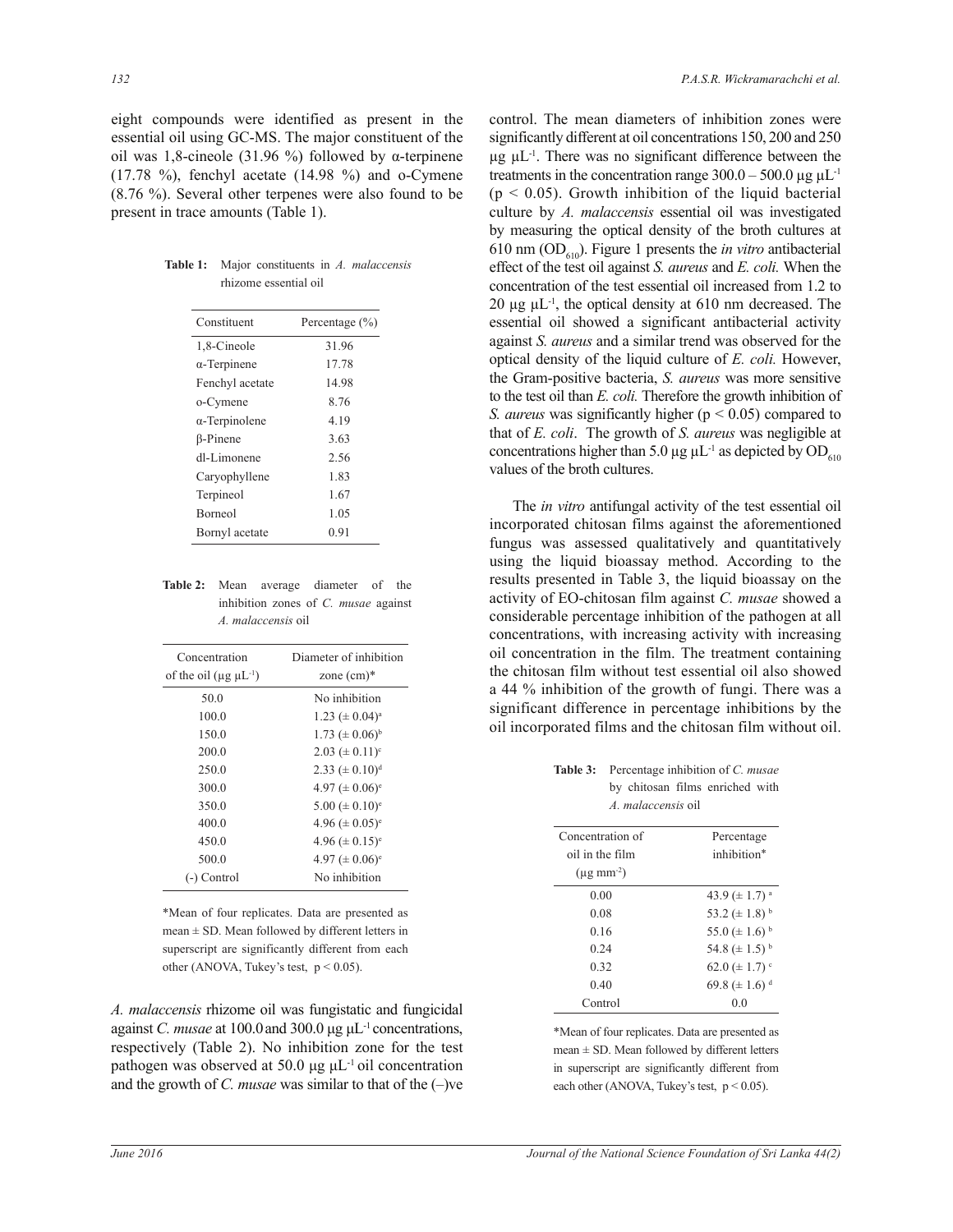eight compounds were identified as present in the essential oil using GC-MS. The major constituent of the oil was 1,8-cineole (31.96 %) followed by α-terpinene (17.78 %), fenchyl acetate (14.98 %) and o-Cymene (8.76 %). Several other terpenes were also found to be present in trace amounts (Table 1).

**Table 1:** Major constituents in *A. malaccensis* rhizome essential oil

| Constituent | Percentage (%) |
|---|---|
| 1,8-Cineole | 31.96 |
| α-Terpinene | 17.78 |
| Fenchyl acetate | 14.98 |
| o-Cymene | 8.76 |
| α-Terpinolene | 4.19 |
| β-Pinene | 3.63 |
| dl-Limonene | 2.56 |
| Caryophyllene | 1.83 |
| Terpineol | 1.67 |
| Borneol | 1.05 |
| Bornyl acetate | 0.91 |

**Table 2:** Mean average diameter of the inhibition zones of *C. musae* against *A. malaccensis* oil

| Concentration of the oil ($\mu g\ \mu L^{-1}$) | Diameter of inhibition zone (cm)* |
|---|---|
| 50.0 | No inhibition |
| 100.0 | 1.23 (± 0.04)$^{a}$ |
| 150.0 | 1.73 (± 0.06)$^{b}$ |
| 200.0 | 2.03 (± 0.11)$^{c}$ |
| 250.0 | 2.33 (± 0.10)$^{d}$ |
| 300.0 | 4.97 (± 0.06)$^{e}$ |
| 350.0 | 5.00 (± 0.10)$^{e}$ |
| 400.0 | 4.96 (± 0.05)$^{e}$ |
| 450.0 | 4.96 (± 0.15)$^{e}$ |
| 500.0 | 4.97 (± 0.06)$^{e}$ |
| (-) Control | No inhibition |

*Mean of four replicates. Data are presented as mean ± SD. Mean followed by different letters in superscript are significantly different from each other (ANOVA, Tukey's test, $p < 0.05$).

*A. malaccensis* rhizome oil was fungistatic and fungicidal against *C. musae* at 100.0 and 300.0 $\mu g\ \mu L^{-1}$ concentrations, respectively (Table 2). No inhibition zone for the test pathogen was observed at 50.0 $\mu g\ \mu L^{-1}$ oil concentration and the growth of *C. musae* was similar to that of the (–)ve control. The mean diameters of inhibition zones were significantly different at oil concentrations 150, 200 and 250 $\mu g\ \mu L^{-1}$. There was no significant difference between the treatments in the concentration range 300.0 – 500.0 $\mu g\ \mu L^{-1}$ ($p < 0.05$). Growth inhibition of the liquid bacterial culture by *A. malaccensis* essential oil was investigated by measuring the optical density of the broth cultures at 610 nm ($OD_{610}$). Figure 1 presents the *in vitro* antibacterial effect of the test oil against *S. aureus* and *E. coli.* When the concentration of the test essential oil increased from 1.2 to 20 $\mu g\ \mu L^{-1}$, the optical density at 610 nm decreased. The essential oil showed a significant antibacterial activity against *S. aureus* and a similar trend was observed for the optical density of the liquid culture of *E. coli.* However, the Gram-positive bacteria, *S. aureus* was more sensitive to the test oil than *E. coli.* Therefore the growth inhibition of *S. aureus* was significantly higher ($p < 0.05$) compared to that of *E. coli*. The growth of *S. aureus* was negligible at concentrations higher than 5.0 $\mu g\ \mu L^{-1}$ as depicted by $OD_{610}$ values of the broth cultures.

The *in vitro* antifungal activity of the test essential oil incorporated chitosan films against the aforementioned fungus was assessed qualitatively and quantitatively using the liquid bioassay method. According to the results presented in Table 3, the liquid bioassay on the activity of EO-chitosan film against *C. musae* showed a considerable percentage inhibition of the pathogen at all concentrations, with increasing activity with increasing oil concentration in the film. The treatment containing the chitosan film without test essential oil also showed a 44 % inhibition of the growth of fungi. There was a significant difference in percentage inhibitions by the oil incorporated films and the chitosan film without oil.

**Table 3:** Percentage inhibition of *C. musae* by chitosan films enriched with *A. malaccensis* oil

| Concentration of oil in the film ($\mu g\ mm^{-2}$) | Percentage inhibition* |
|---|---|
| 0.00 | 43.9 (± 1.7) $^{a}$ |
| 0.08 | 53.2 (± 1.8) $^{b}$ |
| 0.16 | 55.0 (± 1.6) $^{b}$ |
| 0.24 | 54.8 (± 1.5) $^{b}$ |
| 0.32 | 62.0 (± 1.7) $^{c}$ |
| 0.40 | 69.8 (± 1.6) $^{d}$ |
| Control | 0.0 |

*Mean of four replicates. Data are presented as mean ± SD. Mean followed by different letters in superscript are significantly different from each other (ANOVA, Tukey's test, $p < 0.05$).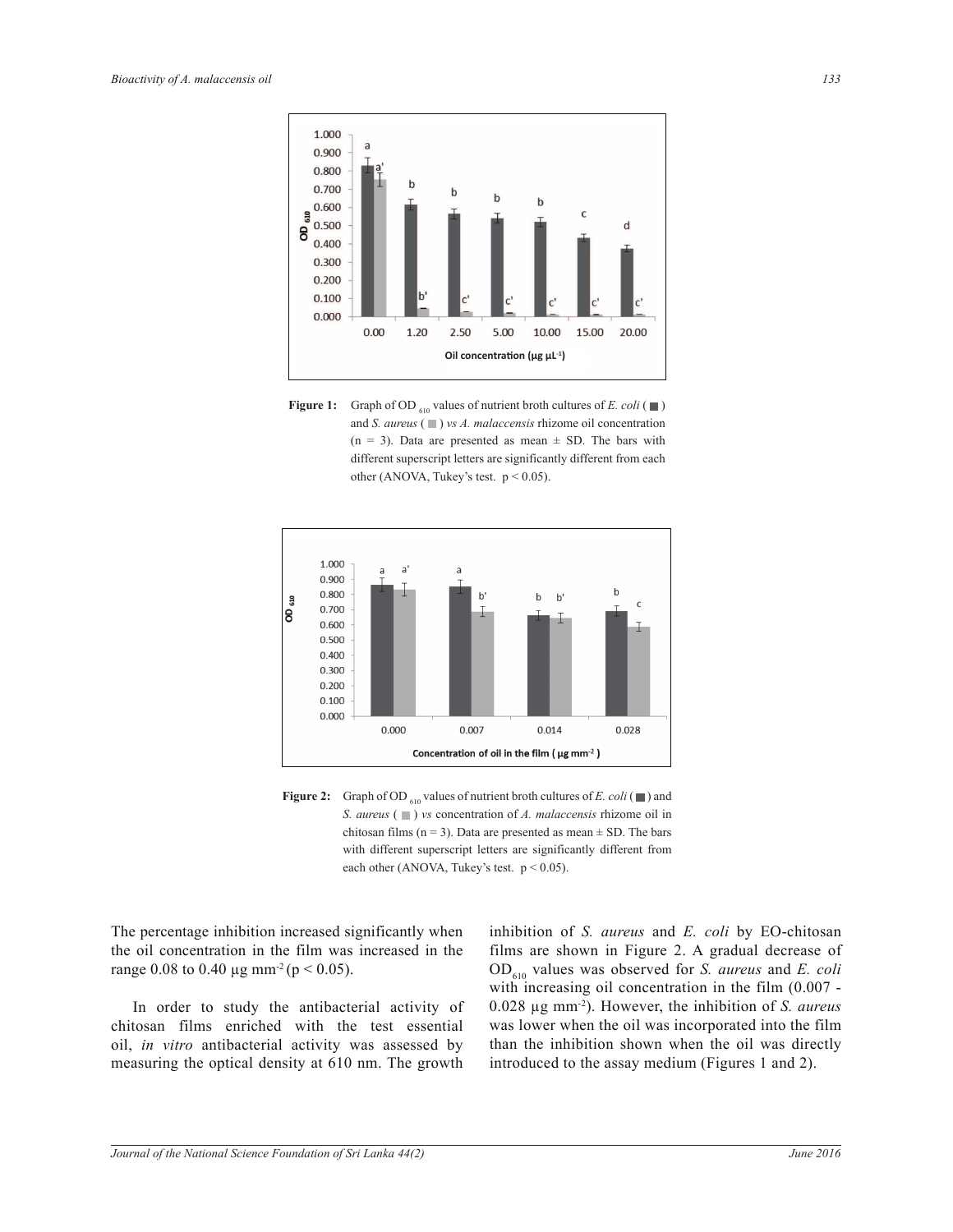**Figure 1:** Graph of OD $_{610}$ values of nutrient broth cultures of *E. coli* (■) and *S. aureus* (■) *vs A. malaccensis* rhizome oil concentration (n = 3). Data are presented as mean ± SD. The bars with different superscript letters are significantly different from each other (ANOVA, Tukey's test. $p < 0.05$).

**Figure 2:** Graph of OD $_{610}$ values of nutrient broth cultures of *E. coli* (■) and *S. aureus* (■) *vs* concentration of *A. malaccensis* rhizome oil in chitosan films (n = 3). Data are presented as mean ± SD. The bars with different superscript letters are significantly different from each other (ANOVA, Tukey's test. $p < 0.05$).

The percentage inhibition increased significantly when the oil concentration in the film was increased in the range 0.08 to 0.40 µg mm$^{-2}$ ($p < 0.05$).

In order to study the antibacterial activity of chitosan films enriched with the test essential oil, *in vitro* antibacterial activity was assessed by measuring the optical density at 610 nm. The growth inhibition of *S. aureus* and *E. coli* by EO-chitosan films are shown in Figure 2. A gradual decrease of $OD_{610}$ values was observed for *S. aureus* and *E. coli* with increasing oil concentration in the film (0.007 - 0.028 µg mm$^{-2}$). However, the inhibition of *S. aureus* was lower when the oil was incorporated into the film than the inhibition shown when the oil was directly introduced to the assay medium (Figures 1 and 2).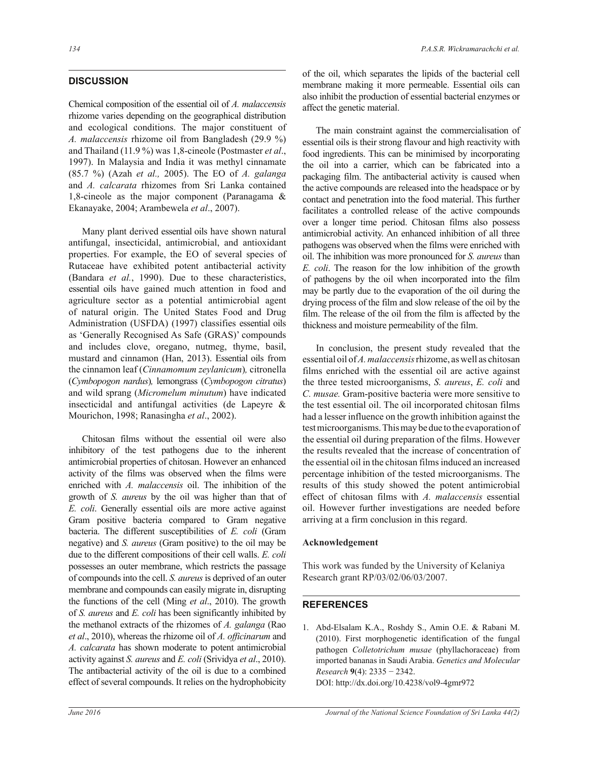## DISCUSSION

Chemical composition of the essential oil of *A. malaccensis* rhizome varies depending on the geographical distribution and ecological conditions. The major constituent of *A. malaccensis* rhizome oil from Bangladesh (29.9 %) and Thailand (11.9 %) was 1,8-cineole (Postmaster *et al*., 1997). In Malaysia and India it was methyl cinnamate (85.7 %) (Azah *et al.,* 2005). The EO of *A. galanga* and *A. calcarata* rhizomes from Sri Lanka contained 1,8-cineole as the major component (Paranagama & Ekanayake, 2004; Arambewela *et al*., 2007).

Many plant derived essential oils have shown natural antifungal, insecticidal, antimicrobial, and antioxidant properties. For example, the EO of several species of Rutaceae have exhibited potent antibacterial activity (Bandara *et al.*, 1990). Due to these characteristics, essential oils have gained much attention in food and agriculture sector as a potential antimicrobial agent of natural origin. The United States Food and Drug Administration (USFDA) (1997) classifies essential oils as 'Generally Recognised As Safe (GRAS)' compounds and includes clove, oregano, nutmeg, thyme, basil, mustard and cinnamon (Han, 2013). Essential oils from the cinnamon leaf (*Cinnamomum zeylanicum*)*,* citronella (*Cymbopogon nardus*)*,* lemongrass (*Cymbopogon citratus*) and wild sprang (*Micromelum minutum*) have indicated insecticidal and antifungal activities (de Lapeyre & Mourichon, 1998; Ranasingha *et al*., 2002).

Chitosan films without the essential oil were also inhibitory of the test pathogens due to the inherent antimicrobial properties of chitosan. However an enhanced activity of the films was observed when the films were enriched with *A. malaccensis* oil. The inhibition of the growth of *S. aureus* by the oil was higher than that of *E. coli*. Generally essential oils are more active against Gram positive bacteria compared to Gram negative bacteria. The different susceptibilities of *E. coli* (Gram negative) and *S. aureus* (Gram positive) to the oil may be due to the different compositions of their cell walls. *E. coli* possesses an outer membrane, which restricts the passage of compounds into the cell. *S. aureus* is deprived of an outer membrane and compounds can easily migrate in, disrupting the functions of the cell (Ming *et al*., 2010). The growth of *S. aureus* and *E. coli* has been significantly inhibited by the methanol extracts of the rhizomes of *A. galanga* (Rao *et al*., 2010), whereas the rhizome oil of *A. officinarum* and *A. calcarata* has shown moderate to potent antimicrobial activity against *S. aureus* and *E. coli* (Srividya *et al*., 2010). The antibacterial activity of the oil is due to a combined effect of several compounds. It relies on the hydrophobicity of the oil, which separates the lipids of the bacterial cell membrane making it more permeable. Essential oils can also inhibit the production of essential bacterial enzymes or affect the genetic material.

The main constraint against the commercialisation of essential oils is their strong flavour and high reactivity with food ingredients. This can be minimised by incorporating the oil into a carrier, which can be fabricated into a packaging film. The antibacterial activity is caused when the active compounds are released into the headspace or by contact and penetration into the food material. This further facilitates a controlled release of the active compounds over a longer time period. Chitosan films also possess antimicrobial activity. An enhanced inhibition of all three pathogens was observed when the films were enriched with oil. The inhibition was more pronounced for *S. aureus* than *E. coli*. The reason for the low inhibition of the growth of pathogens by the oil when incorporated into the film may be partly due to the evaporation of the oil during the drying process of the film and slow release of the oil by the film. The release of the oil from the film is affected by the thickness and moisture permeability of the film.

In conclusion, the present study revealed that the essential oil of *A. malaccensis* rhizome, as well as chitosan films enriched with the essential oil are active against the three tested microorganisms, *S. aureus*, *E. coli* and *C. musae.* Gram-positive bacteria were more sensitive to the test essential oil. The oil incorporated chitosan films had a lesser influence on the growth inhibition against the test microorganisms. This may be due to the evaporation of the essential oil during preparation of the films. However the results revealed that the increase of concentration of the essential oil in the chitosan films induced an increased percentage inhibition of the tested microorganisms. The results of this study showed the potent antimicrobial effect of chitosan films with *A. malaccensis* essential oil. However further investigations are needed before arriving at a firm conclusion in this regard.

### Acknowledgement

This work was funded by the University of Kelaniya Research grant RP/03/02/06/03/2007.

## REFERENCES

1. Abd-Elsalam K.A., Roshdy S., Amin O.E. & Rabani M. (2010). First morphogenetic identification of the fungal pathogen *Colletotrichum musae* (phyllachoraceae) from imported bananas in Saudi Arabia. *Genetics and Molecular Research* **9**(4): 2335 − 2342.
   DOI: http://dx.doi.org/10.4238/vol9-4gmr972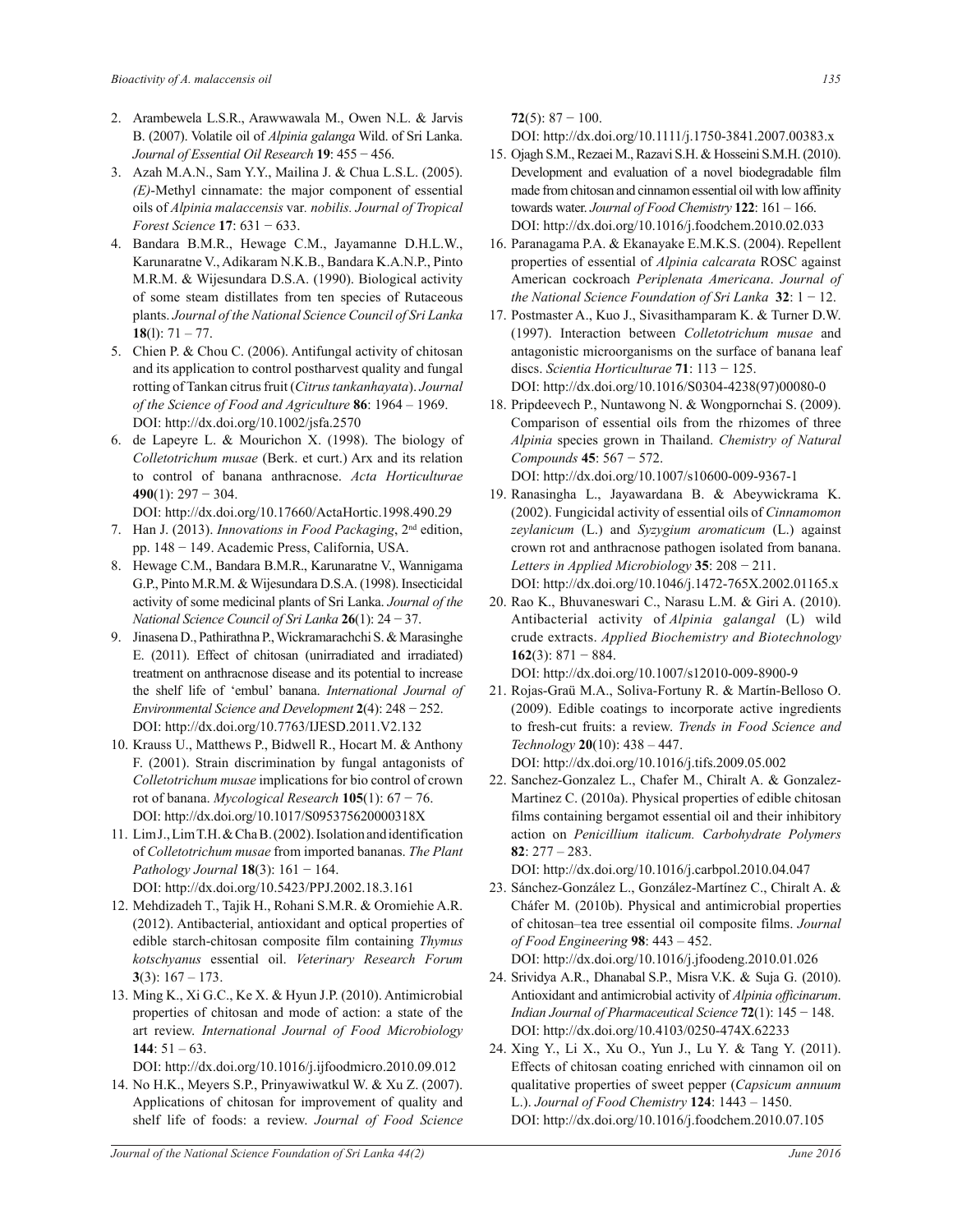2. Arambewela L.S.R., Arawwawala M., Owen N.L. & Jarvis B. (2007). Volatile oil of *Alpinia galanga* Wild. of Sri Lanka. *Journal of Essential Oil Research* **19**: 455 − 456.
3. Azah M.A.N., Sam Y.Y., Mailina J. & Chua L.S.L. (2005). *(E)*-Methyl cinnamate: the major component of essential oils of *Alpinia malaccensis* var. *nobilis*. *Journal of Tropical Forest Science* **17**: 631 − 633.
4. Bandara B.M.R., Hewage C.M., Jayamanne D.H.L.W., Karunaratne V., Adikaram N.K.B., Bandara K.A.N.P., Pinto M.R.M. & Wijesundara D.S.A. (1990). Biological activity of some steam distillates from ten species of Rutaceous plants. *Journal of the National Science Council of Sri Lanka* **18**(l): 71 – 77.
5. Chien P. & Chou C. (2006). Antifungal activity of chitosan and its application to control postharvest quality and fungal rotting of Tankan citrus fruit (*Citrus tankanhayata*). *Journal of the Science of Food and Agriculture* **86**: 1964 – 1969. DOI: http://dx.doi.org/10.1002/jsfa.2570
6. de Lapeyre L. & Mourichon X. (1998). The biology of *Colletotrichum musae* (Berk. et curt.) Arx and its relation to control of banana anthracnose. *Acta Horticulturae* **490**(1): 297 − 304. DOI: http://dx.doi.org/10.17660/ActaHortic.1998.490.29
7. Han J. (2013). *Innovations in Food Packaging*, 2nd edition, pp. 148 − 149. Academic Press, California, USA.
8. Hewage C.M., Bandara B.M.R., Karunaratne V., Wannigama G.P., Pinto M.R.M. & Wijesundara D.S.A. (1998). Insecticidal activity of some medicinal plants of Sri Lanka. *Journal of the National Science Council of Sri Lanka* **26**(1): 24 − 37.
9. Jinasena D., Pathirathna P., Wickramarachchi S. & Marasinghe E. (2011). Effect of chitosan (unirradiated and irradiated) treatment on anthracnose disease and its potential to increase the shelf life of 'embul' banana. *International Journal of Environmental Science and Development* **2**(4): 248 − 252. DOI: http://dx.doi.org/10.7763/IJESD.2011.V2.132
10. Krauss U., Matthews P., Bidwell R., Hocart M. & Anthony F. (2001). Strain discrimination by fungal antagonists of *Colletotrichum musae* implications for bio control of crown rot of banana. *Mycological Research* **105**(1): 67 − 76. DOI: http://dx.doi.org/10.1017/S095375620000318X
11. Lim J., Lim T.H. & Cha B. (2002). Isolation and identification of *Colletotrichum musae* from imported bananas. *The Plant Pathology Journal* **18**(3): 161 − 164. DOI: http://dx.doi.org/10.5423/PPJ.2002.18.3.161
12. Mehdizadeh T., Tajik H., Rohani S.M.R. & Oromiehie A.R. (2012). Antibacterial, antioxidant and optical properties of edible starch-chitosan composite film containing *Thymus kotschyanus* essential oil. *Veterinary Research Forum* **3**(3): 167 – 173.
13. Ming K., Xi G.C., Ke X. & Hyun J.P. (2010). Antimicrobial properties of chitosan and mode of action: a state of the art review. *International Journal of Food Microbiology* **144**: 51 – 63. DOI: http://dx.doi.org/10.1016/j.ijfoodmicro.2010.09.012
14. No H.K., Meyers S.P., Prinyawiwatkul W. & Xu Z. (2007). Applications of chitosan for improvement of quality and shelf life of foods: a review. *Journal of Food Science* **72**(5): 87 − 100. DOI: http://dx.doi.org/10.1111/j.1750-3841.2007.00383.x
15. Ojagh S.M., Rezaei M., Razavi S.H. & Hosseini S.M.H. (2010). Development and evaluation of a novel biodegradable film made from chitosan and cinnamon essential oil with low affinity towards water. *Journal of Food Chemistry* **122**: 161 – 166. DOI: http://dx.doi.org/10.1016/j.foodchem.2010.02.033
16. Paranagama P.A. & Ekanayake E.M.K.S. (2004). Repellent properties of essential of *Alpinia calcarata* ROSC against American cockroach *Periplenata Americana*. *Journal of the National Science Foundation of Sri Lanka* **32**: 1 − 12.
17. Postmaster A., Kuo J., Sivasithamparam K. & Turner D.W. (1997). Interaction between *Colletotrichum musae* and antagonistic microorganisms on the surface of banana leaf discs. *Scientia Horticulturae* **71**: 113 − 125. DOI: http://dx.doi.org/10.1016/S0304-4238(97)00080-0
18. Pripdeevech P., Nuntawong N. & Wongpornchai S. (2009). Comparison of essential oils from the rhizomes of three *Alpinia* species grown in Thailand. *Chemistry of Natural Compounds* **45**: 567 − 572. DOI: http://dx.doi.org/10.1007/s10600-009-9367-1
19. Ranasingha L., Jayawardana B. & Abeywickrama K. (2002). Fungicidal activity of essential oils of *Cinnamomon zeylanicum* (L.) and *Syzygium aromaticum* (L.) against crown rot and anthracnose pathogen isolated from banana. *Letters in Applied Microbiology* **35**: 208 − 211. DOI: http://dx.doi.org/10.1046/j.1472-765X.2002.01165.x
20. Rao K., Bhuvaneswari C., Narasu L.M. & Giri A. (2010). Antibacterial activity of *Alpinia galangal* (L) wild crude extracts. *Applied Biochemistry and Biotechnology* **162**(3): 871 − 884. DOI: http://dx.doi.org/10.1007/s12010-009-8900-9
21. Rojas-Graü M.A., Soliva-Fortuny R. & Martín-Belloso O. (2009). Edible coatings to incorporate active ingredients to fresh-cut fruits: a review. *Trends in Food Science and Technology* **20**(10): 438 – 447. DOI: http://dx.doi.org/10.1016/j.tifs.2009.05.002
22. Sanchez-Gonzalez L., Chafer M., Chiralt A. & Gonzalez-Martinez C. (2010a). Physical properties of edible chitosan films containing bergamot essential oil and their inhibitory action on *Penicillium italicum*. *Carbohydrate Polymers* **82**: 277 – 283. DOI: http://dx.doi.org/10.1016/j.carbpol.2010.04.047
23. Sánchez-González L., González-Martínez C., Chiralt A. & Cháfer M. (2010b). Physical and antimicrobial properties of chitosan–tea tree essential oil composite films. *Journal of Food Engineering* **98**: 443 – 452. DOI: http://dx.doi.org/10.1016/j.jfoodeng.2010.01.026
24. Srividya A.R., Dhanabal S.P., Misra V.K. & Suja G. (2010). Antioxidant and antimicrobial activity of *Alpinia officinarum*. *Indian Journal of Pharmaceutical Science* **72**(1): 145 − 148. DOI: http://dx.doi.org/10.4103/0250-474X.62233
24. Xing Y., Li X., Xu O., Yun J., Lu Y. & Tang Y. (2011). Effects of chitosan coating enriched with cinnamon oil on qualitative properties of sweet pepper (*Capsicum annuum* L.). *Journal of Food Chemistry* **124**: 1443 – 1450. DOI: http://dx.doi.org/10.1016/j.foodchem.2010.07.105